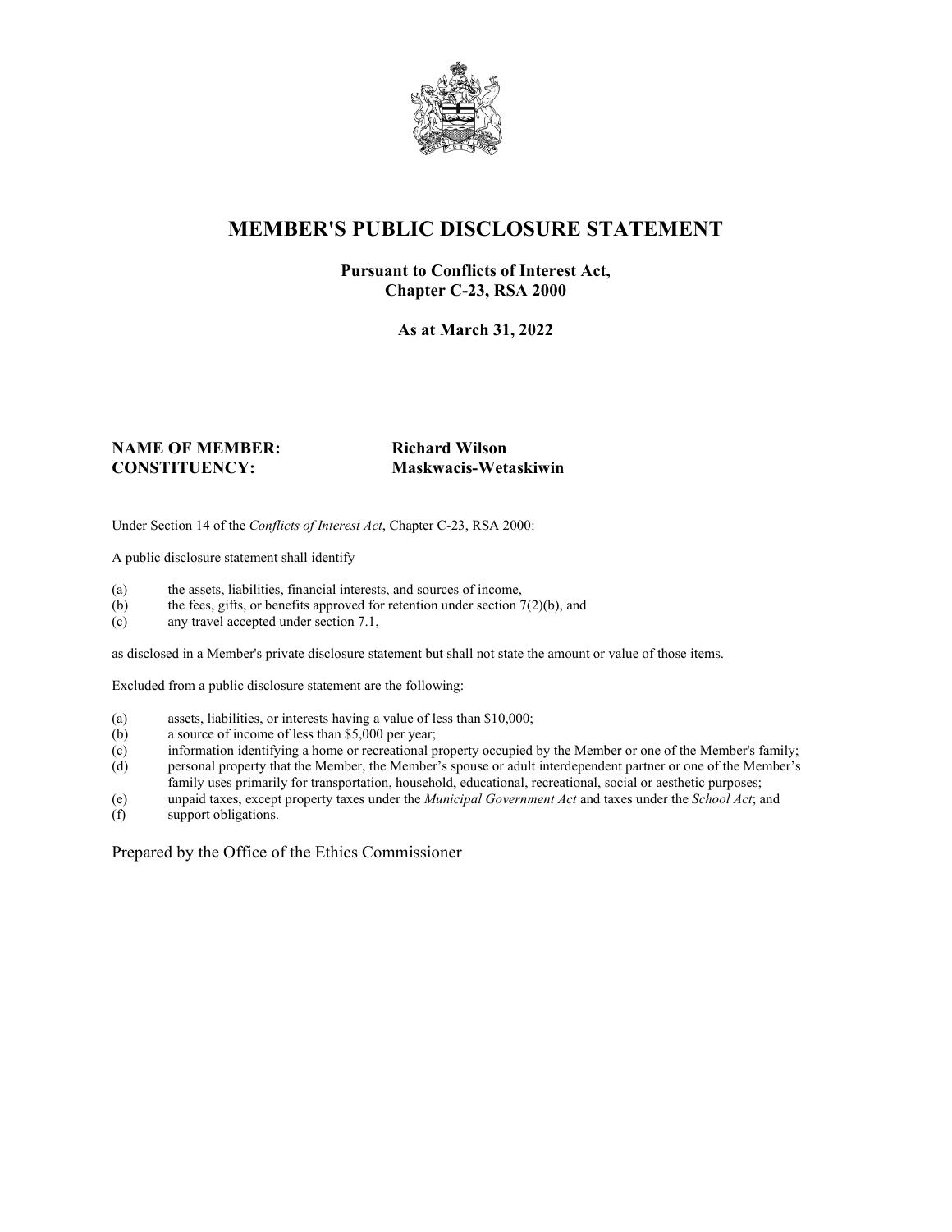# MEMBER'S PUBLIC DISCLOSURE STATEMENT

**Pursuant to Conflicts of Interest Act, Chapter C-23, RSA 2000**

**As at March 31, 2022**

**NAME OF MEMBER:** **Richard Wilson**
**CONSTITUENCY:** **Maskwacis-Wetaskiwin**

Under Section 14 of the *Conflicts of Interest Act*, Chapter C-23, RSA 2000:

A public disclosure statement shall identify

(a) the assets, liabilities, financial interests, and sources of income,
(b) the fees, gifts, or benefits approved for retention under section 7(2)(b), and
(c) any travel accepted under section 7.1,

as disclosed in a Member's private disclosure statement but shall not state the amount or value of those items.

Excluded from a public disclosure statement are the following:

(a) assets, liabilities, or interests having a value of less than $10,000;
(b) a source of income of less than $5,000 per year;
(c) information identifying a home or recreational property occupied by the Member or one of the Member's family;
(d) personal property that the Member, the Member's spouse or adult interdependent partner or one of the Member's family uses primarily for transportation, household, educational, recreational, social or aesthetic purposes;
(e) unpaid taxes, except property taxes under the *Municipal Government Act* and taxes under the *School Act*; and
(f) support obligations.

Prepared by the Office of the Ethics Commissioner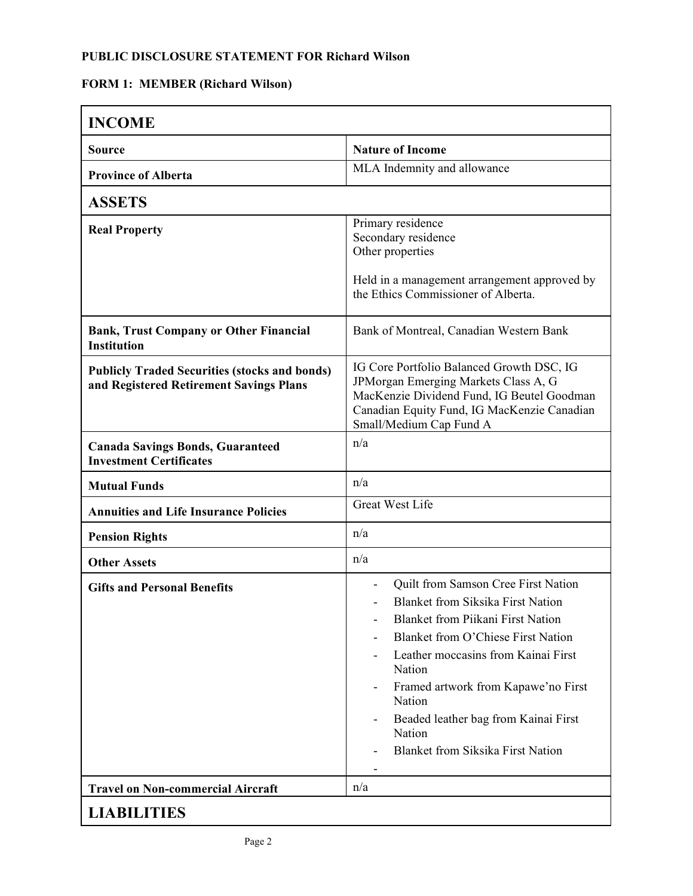**PUBLIC DISCLOSURE STATEMENT FOR Richard Wilson**

**FORM 1: MEMBER (Richard Wilson)**

| | |
|---|---|
| **INCOME** | |
| **Source** | **Nature of Income** |
| **Province of Alberta** | MLA Indemnity and allowance |
| **ASSETS** | |
| **Real Property** | Primary residence<br>Secondary residence<br>Other properties<br><br>Held in a management arrangement approved by the Ethics Commissioner of Alberta. |
| **Bank, Trust Company or Other Financial Institution** | Bank of Montreal, Canadian Western Bank |
| **Publicly Traded Securities (stocks and bonds) and Registered Retirement Savings Plans** | IG Core Portfolio Balanced Growth DSC, IG JPMorgan Emerging Markets Class A, G MacKenzie Dividend Fund, IG Beutel Goodman Canadian Equity Fund, IG MacKenzie Canadian Small/Medium Cap Fund A |
| **Canada Savings Bonds, Guaranteed Investment Certificates** | n/a |
| **Mutual Funds** | n/a |
| **Annuities and Life Insurance Policies** | Great West Life |
| **Pension Rights** | n/a |
| **Other Assets** | n/a |
| **Gifts and Personal Benefits** | - Quilt from Samson Cree First Nation<br>- Blanket from Siksika First Nation<br>- Blanket from Piikani First Nation<br>- Blanket from O'Chiese First Nation<br>- Leather moccasins from Kainai First Nation<br>- Framed artwork from Kapawe'no First Nation<br>- Beaded leather bag from Kainai First Nation<br>- Blanket from Siksika First Nation<br>- |
| **Travel on Non-commercial Aircraft** | n/a |
| **LIABILITIES** | |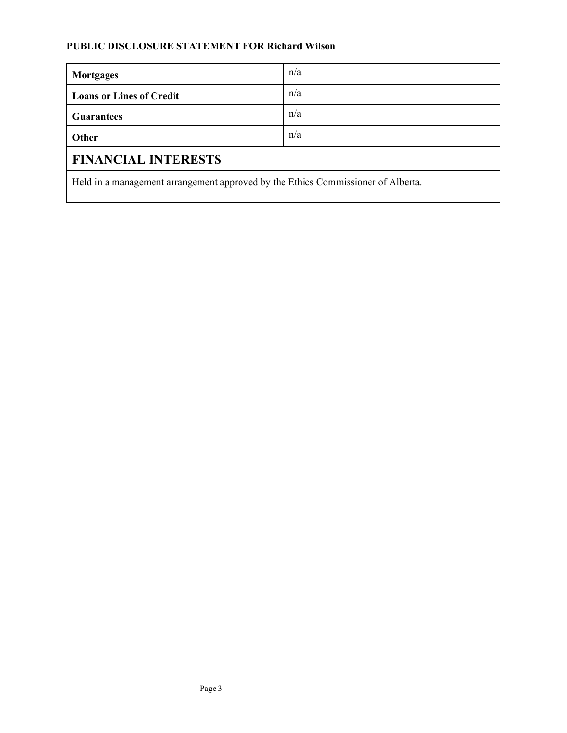**PUBLIC DISCLOSURE STATEMENT FOR Richard Wilson**

| | |
|---|---|
| **Mortgages** | n/a |
| **Loans or Lines of Credit** | n/a |
| **Guarantees** | n/a |
| **Other** | n/a |

## FINANCIAL INTERESTS

Held in a management arrangement approved by the Ethics Commissioner of Alberta.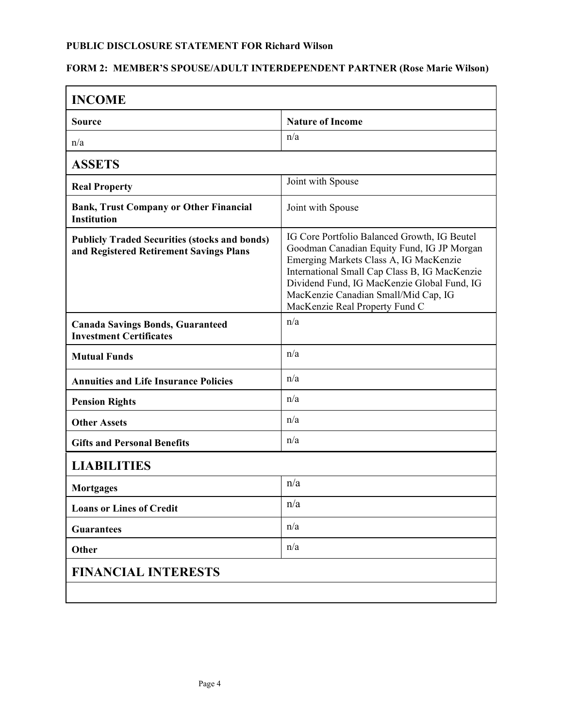**PUBLIC DISCLOSURE STATEMENT FOR Richard Wilson**

**FORM 2: MEMBER'S SPOUSE/ADULT INTERDEPENDENT PARTNER (Rose Marie Wilson)**

| **INCOME** | |
|---|---|
| **Source** | **Nature of Income** |
| n/a | n/a |
| **ASSETS** | |
| **Real Property** | Joint with Spouse |
| **Bank, Trust Company or Other Financial Institution** | Joint with Spouse |
| **Publicly Traded Securities (stocks and bonds) and Registered Retirement Savings Plans** | IG Core Portfolio Balanced Growth, IG Beutel Goodman Canadian Equity Fund, IG JP Morgan Emerging Markets Class A, IG MacKenzie International Small Cap Class B, IG MacKenzie Dividend Fund, IG MacKenzie Global Fund, IG MacKenzie Canadian Small/Mid Cap, IG MacKenzie Real Property Fund C |
| **Canada Savings Bonds, Guaranteed Investment Certificates** | n/a |
| **Mutual Funds** | n/a |
| **Annuities and Life Insurance Policies** | n/a |
| **Pension Rights** | n/a |
| **Other Assets** | n/a |
| **Gifts and Personal Benefits** | n/a |
| **LIABILITIES** | |
| **Mortgages** | n/a |
| **Loans or Lines of Credit** | n/a |
| **Guarantees** | n/a |
| **Other** | n/a |
| **FINANCIAL INTERESTS** | |
| | |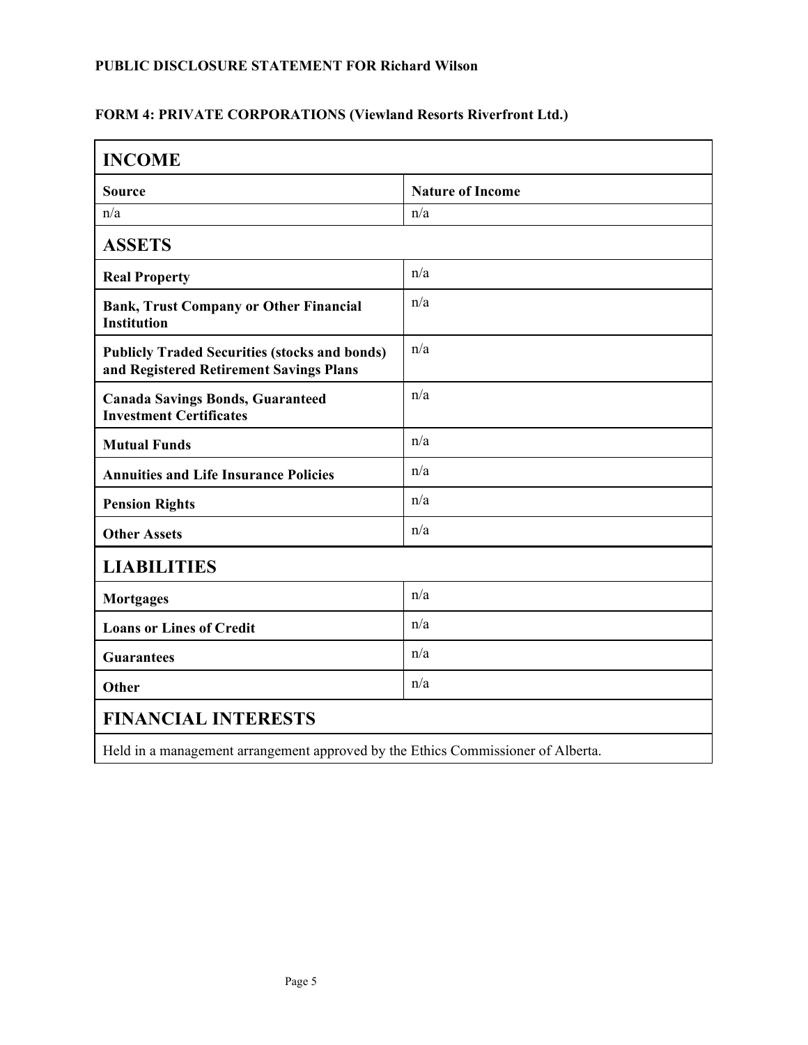**PUBLIC DISCLOSURE STATEMENT FOR Richard Wilson**

**FORM 4: PRIVATE CORPORATIONS (Viewland Resorts Riverfront Ltd.)**

## INCOME

| Source | Nature of Income |
|---|---|
| n/a | n/a |

## ASSETS

| | |
|---|---|
| **Real Property** | n/a |
| **Bank, Trust Company or Other Financial Institution** | n/a |
| **Publicly Traded Securities (stocks and bonds) and Registered Retirement Savings Plans** | n/a |
| **Canada Savings Bonds, Guaranteed Investment Certificates** | n/a |
| **Mutual Funds** | n/a |
| **Annuities and Life Insurance Policies** | n/a |
| **Pension Rights** | n/a |
| **Other Assets** | n/a |

## LIABILITIES

| | |
|---|---|
| **Mortgages** | n/a |
| **Loans or Lines of Credit** | n/a |
| **Guarantees** | n/a |
| **Other** | n/a |

## FINANCIAL INTERESTS

Held in a management arrangement approved by the Ethics Commissioner of Alberta.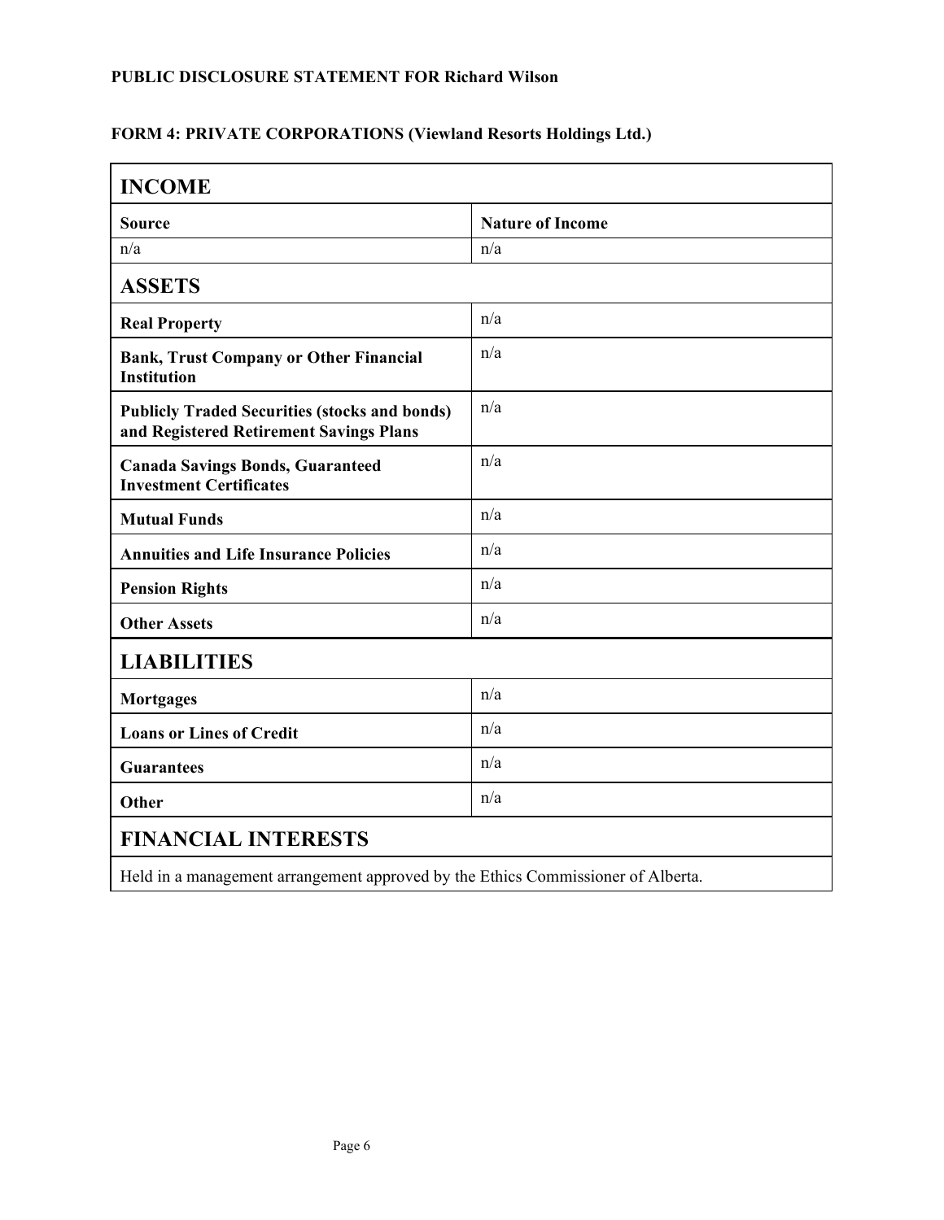**PUBLIC DISCLOSURE STATEMENT FOR Richard Wilson**

**FORM 4: PRIVATE CORPORATIONS (Viewland Resorts Holdings Ltd.)**

| **INCOME** | |
|---|---|
| **Source** | **Nature of Income** |
| n/a | n/a |
| **ASSETS** | |
| **Real Property** | n/a |
| **Bank, Trust Company or Other Financial Institution** | n/a |
| **Publicly Traded Securities (stocks and bonds) and Registered Retirement Savings Plans** | n/a |
| **Canada Savings Bonds, Guaranteed Investment Certificates** | n/a |
| **Mutual Funds** | n/a |
| **Annuities and Life Insurance Policies** | n/a |
| **Pension Rights** | n/a |
| **Other Assets** | n/a |
| **LIABILITIES** | |
| **Mortgages** | n/a |
| **Loans or Lines of Credit** | n/a |
| **Guarantees** | n/a |
| **Other** | n/a |
| **FINANCIAL INTERESTS** | |
| Held in a management arrangement approved by the Ethics Commissioner of Alberta. | |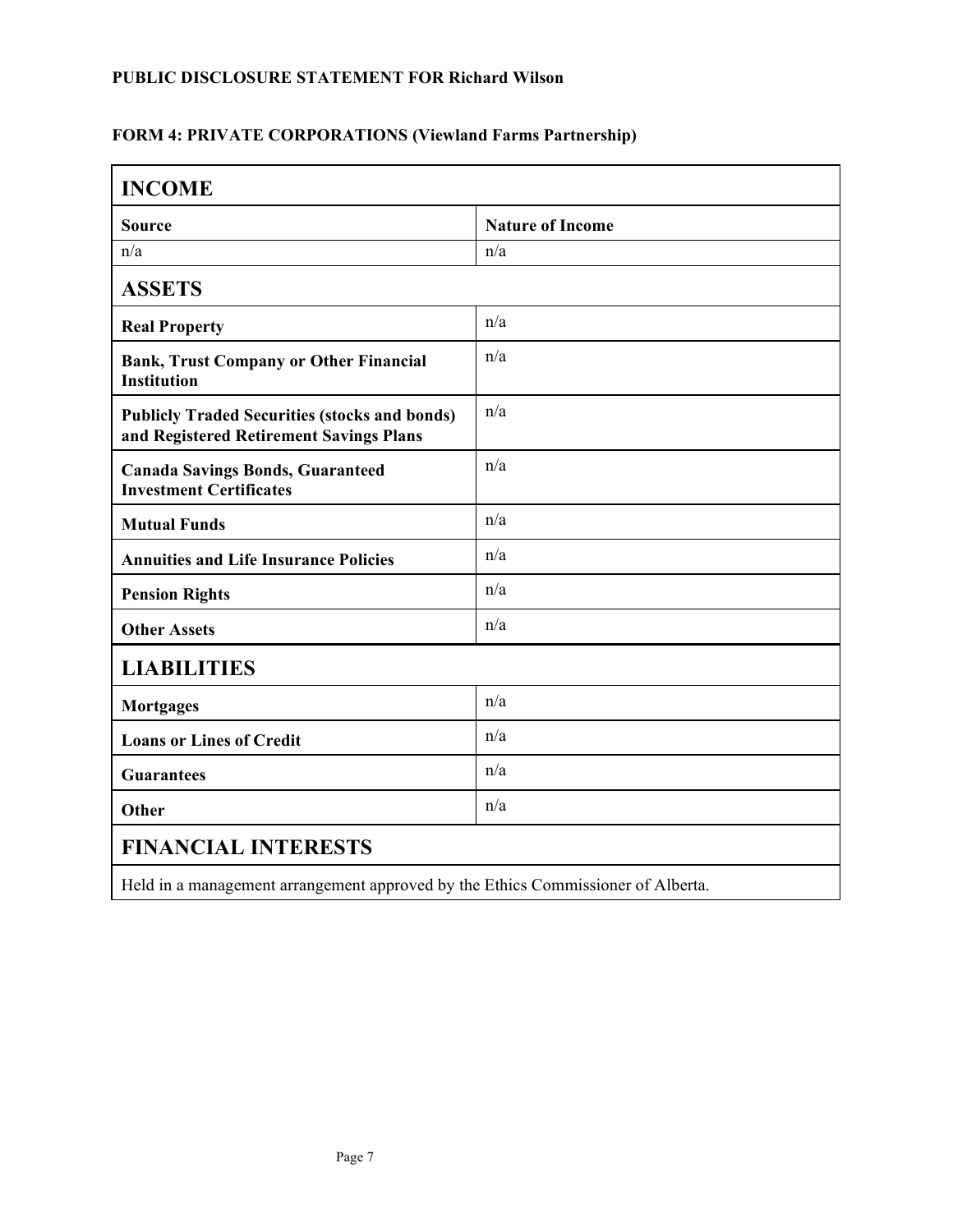**PUBLIC DISCLOSURE STATEMENT FOR Richard Wilson**

**FORM 4: PRIVATE CORPORATIONS (Viewland Farms Partnership)**

## INCOME

| Source | Nature of Income |
|---|---|
| n/a | n/a |

## ASSETS

| | |
|---|---|
| **Real Property** | n/a |
| **Bank, Trust Company or Other Financial Institution** | n/a |
| **Publicly Traded Securities (stocks and bonds) and Registered Retirement Savings Plans** | n/a |
| **Canada Savings Bonds, Guaranteed Investment Certificates** | n/a |
| **Mutual Funds** | n/a |
| **Annuities and Life Insurance Policies** | n/a |
| **Pension Rights** | n/a |
| **Other Assets** | n/a |

## LIABILITIES

| | |
|---|---|
| **Mortgages** | n/a |
| **Loans or Lines of Credit** | n/a |
| **Guarantees** | n/a |
| **Other** | n/a |

## FINANCIAL INTERESTS

Held in a management arrangement approved by the Ethics Commissioner of Alberta.